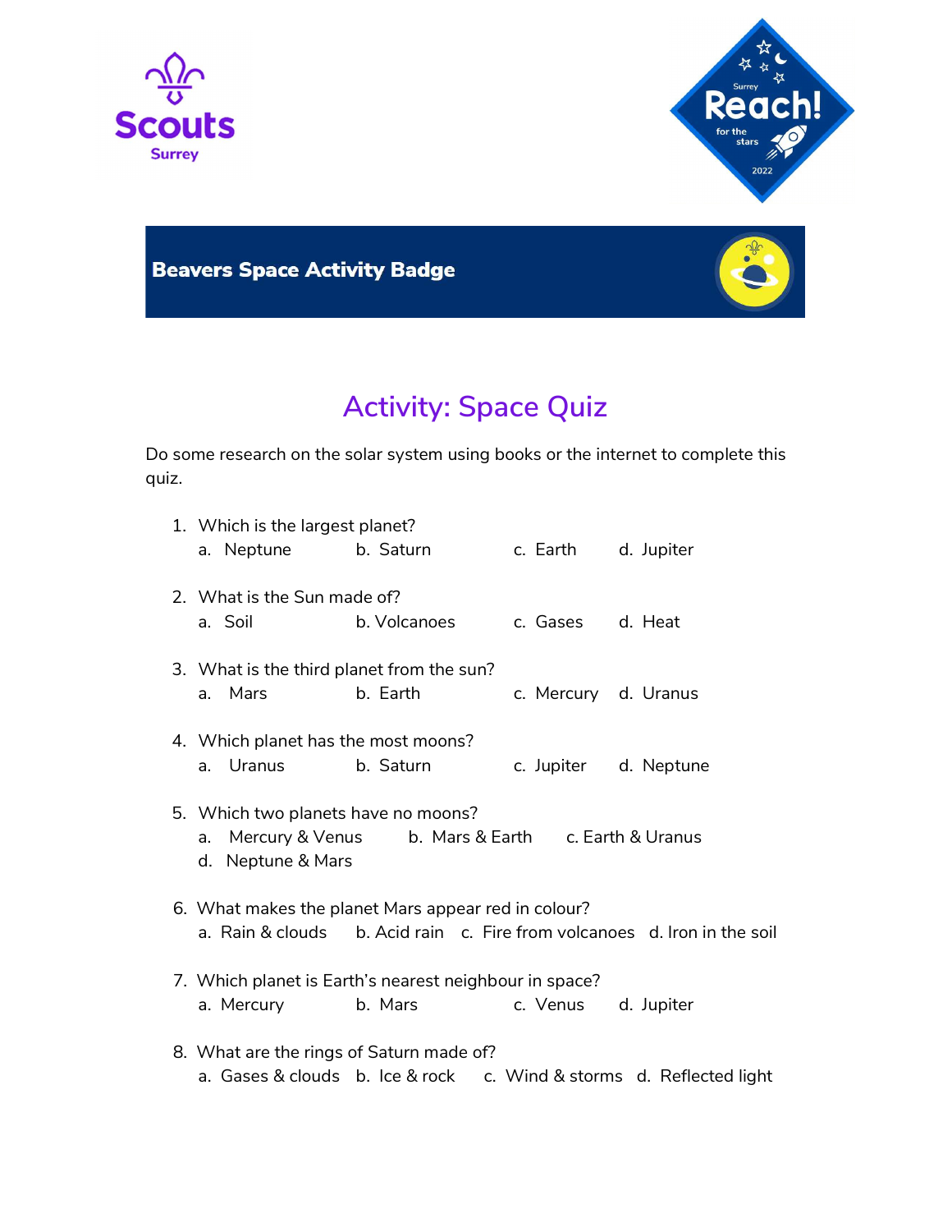Scouts
Surrey

Surrey Reach! for the stars 2022

**Beavers Space Activity Badge**

# Activity: Space Quiz

Do some research on the solar system using books or the internet to complete this quiz.

1. Which is the largest planet?
   a. Neptune  b. Saturn  c. Earth  d. Jupiter

2. What is the Sun made of?
   a. Soil  b. Volcanoes  c. Gases  d. Heat

3. What is the third planet from the sun?
   a. Mars  b. Earth  c. Mercury  d. Uranus

4. Which planet has the most moons?
   a. Uranus  b. Saturn  c. Jupiter  d. Neptune

5. Which two planets have no moons?
   a. Mercury & Venus  b. Mars & Earth  c. Earth & Uranus
   d. Neptune & Mars

6. What makes the planet Mars appear red in colour?
   a. Rain & clouds  b. Acid rain  c. Fire from volcanoes  d. Iron in the soil

7. Which planet is Earth's nearest neighbour in space?
   a. Mercury  b. Mars  c. Venus  d. Jupiter

8. What are the rings of Saturn made of?
   a. Gases & clouds  b. Ice & rock  c. Wind & storms  d. Reflected light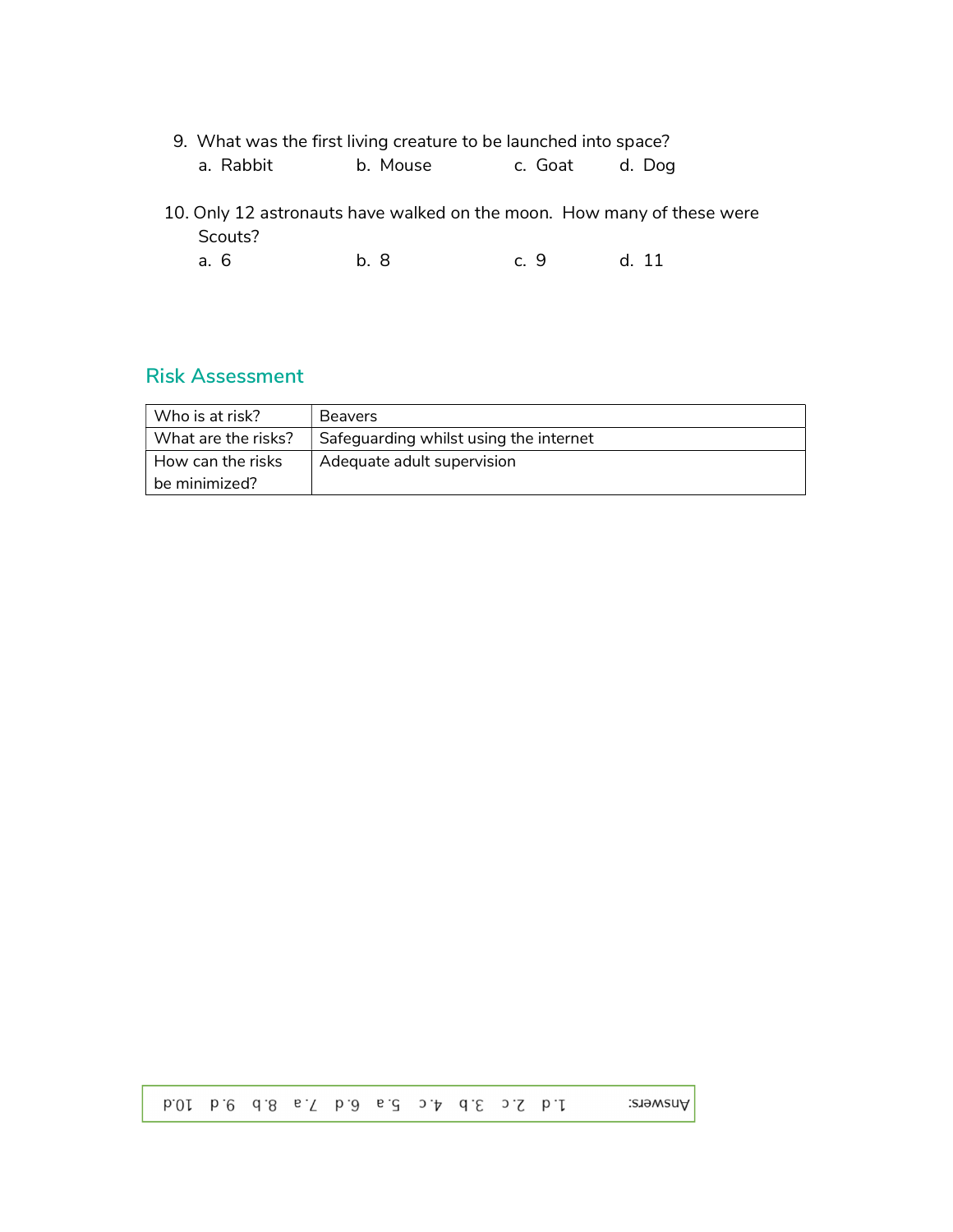9. What was the first living creature to be launched into space?
   a. Rabbit    b. Mouse    c. Goat    d. Dog

10. Only 12 astronauts have walked on the moon. How many of these were Scouts?
   a. 6    b. 8    c. 9    d. 11

## Risk Assessment

| | |
|---|---|
| Who is at risk? | Beavers |
| What are the risks? | Safeguarding whilst using the internet |
| How can the risks be minimized? | Adequate adult supervision |

Answers: 1.d 2.c 3.b 4.c 5.a 6.d 7.a 8.b 9.d 10.d